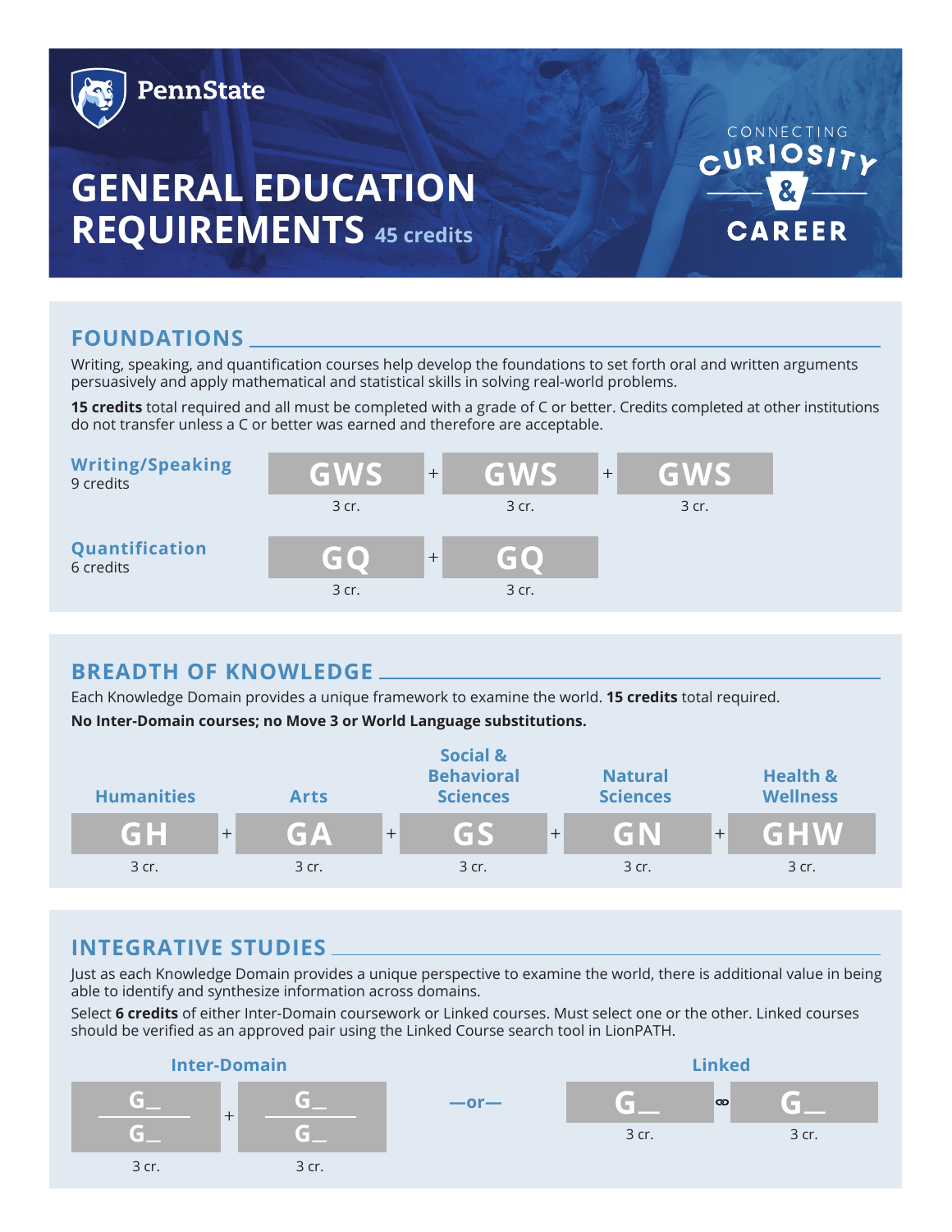PennState

# GENERAL EDUCATION REQUIREMENTS 45 credits

CONNECTING CURIOSITY & CAREER

## FOUNDATIONS

Writing, speaking, and quantification courses help develop the foundations to set forth oral and written arguments persuasively and apply mathematical and statistical skills in solving real-world problems.

**15 credits** total required and all must be completed with a grade of C or better. Credits completed at other institutions do not transfer unless a C or better was earned and therefore are acceptable.

### Writing/Speaking
9 credits

GWS (3 cr.) + GWS (3 cr.) + GWS (3 cr.)

### Quantification
6 credits

GQ (3 cr.) + GQ (3 cr.)

## BREADTH OF KNOWLEDGE

Each Knowledge Domain provides a unique framework to examine the world. **15 credits** total required.

**No Inter-Domain courses; no Move 3 or World Language substitutions.**

| Humanities | Arts | Social & Behavioral Sciences | Natural Sciences | Health & Wellness |
|---|---|---|---|---|
| GH | GA | GS | GN | GHW |
| 3 cr. | 3 cr. | 3 cr. | 3 cr. | 3 cr. |

## INTEGRATIVE STUDIES

Just as each Knowledge Domain provides a unique perspective to examine the world, there is additional value in being able to identify and synthesize information across domains.

Select **6 credits** of either Inter-Domain coursework or Linked courses. Must select one or the other. Linked courses should be verified as an approved pair using the Linked Course search tool in LionPATH.

### Inter-Domain

G_/G_ (3 cr.) + G_/G_ (3 cr.)

—or—

### Linked

G_ (3 cr.) linked with G_ (3 cr.)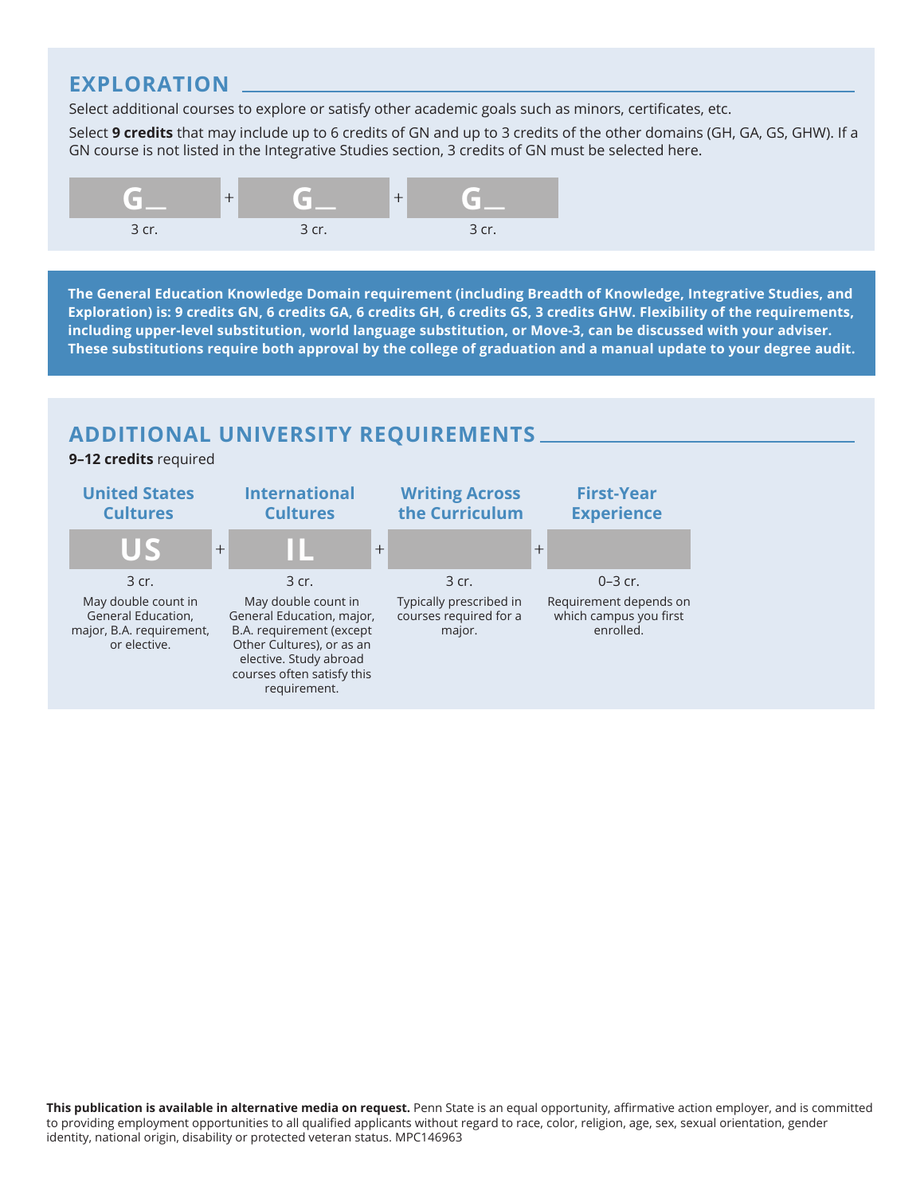## EXPLORATION

Select additional courses to explore or satisfy other academic goals such as minors, certificates, etc.

Select **9 credits** that may include up to 6 credits of GN and up to 3 credits of the other domains (GH, GA, GS, GHW). If a GN course is not listed in the Integrative Studies section, 3 credits of GN must be selected here.

| G__ | + | G__ | + | G__ |
|---|---|---|---|---|
| 3 cr. | | 3 cr. | | 3 cr. |

**The General Education Knowledge Domain requirement (including Breadth of Knowledge, Integrative Studies, and Exploration) is: 9 credits GN, 6 credits GA, 6 credits GH, 6 credits GS, 3 credits GHW. Flexibility of the requirements, including upper-level substitution, world language substitution, or Move-3, can be discussed with your adviser. These substitutions require both approval by the college of graduation and a manual update to your degree audit.**

## ADDITIONAL UNIVERSITY REQUIREMENTS

**9–12 credits** required

| United States Cultures | | International Cultures | | Writing Across the Curriculum | | First-Year Experience |
|---|---|---|---|---|---|---|
| US | + | IL | + | | + | |
| 3 cr. | | 3 cr. | | 3 cr. | | 0–3 cr. |
| May double count in General Education, major, B.A. requirement, or elective. | | May double count in General Education, major, B.A. requirement (except Other Cultures), or as an elective. Study abroad courses often satisfy this requirement. | | Typically prescribed in courses required for a major. | | Requirement depends on which campus you first enrolled. |

**This publication is available in alternative media on request.** Penn State is an equal opportunity, affirmative action employer, and is committed to providing employment opportunities to all qualified applicants without regard to race, color, religion, age, sex, sexual orientation, gender identity, national origin, disability or protected veteran status. MPC146963